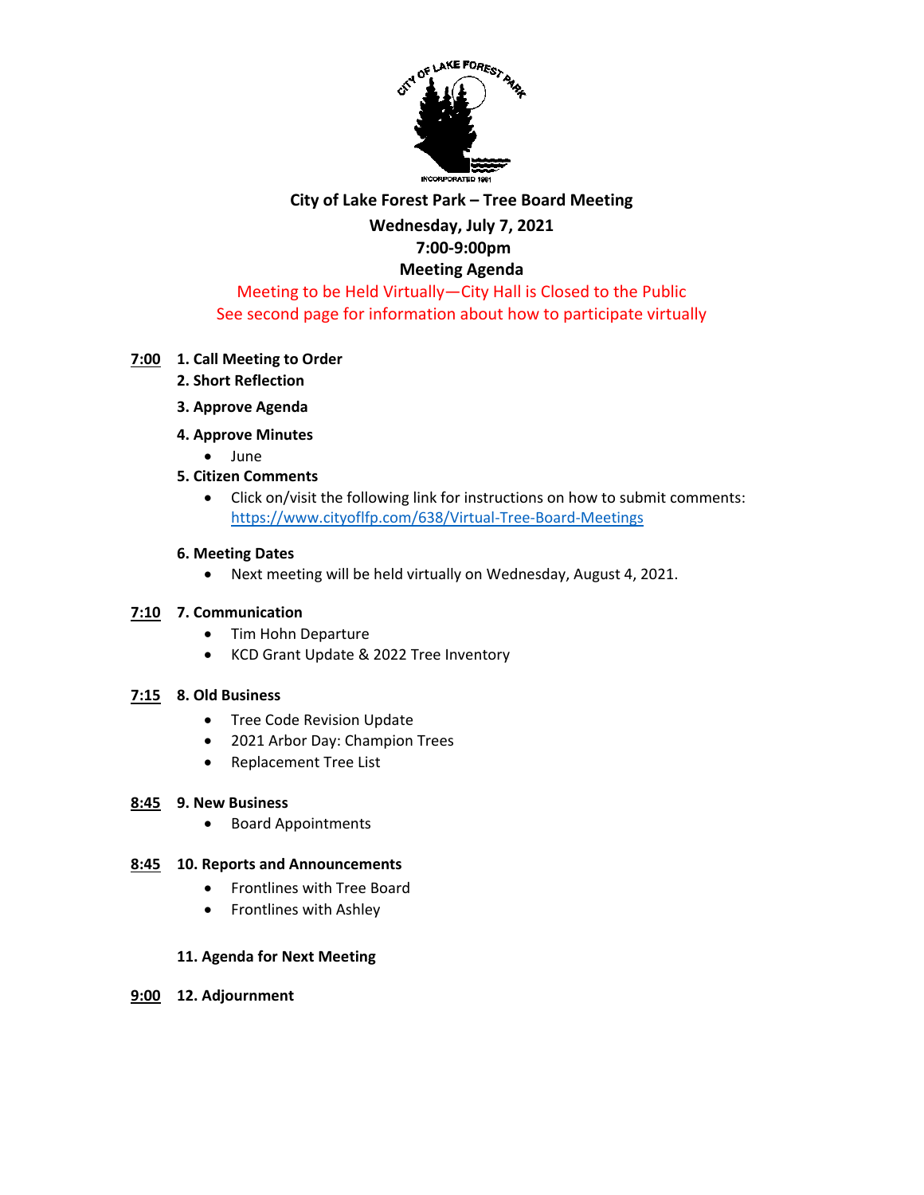**City of Lake Forest Park – Tree Board Meeting**

**Wednesday, July 7, 2021**

**7:00-9:00pm**

**Meeting Agenda**

Meeting to be Held Virtually—City Hall is Closed to the Public

See second page for information about how to participate virtually

**7:00** **1. Call Meeting to Order**

**2. Short Reflection**

**3. Approve Agenda**

**4. Approve Minutes**

- June

**5. Citizen Comments**

- Click on/visit the following link for instructions on how to submit comments: https://www.cityoflfp.com/638/Virtual-Tree-Board-Meetings

**6. Meeting Dates**

- Next meeting will be held virtually on Wednesday, August 4, 2021.

**7:10** **7. Communication**

- Tim Hohn Departure
- KCD Grant Update & 2022 Tree Inventory

**7:15** **8. Old Business**

- Tree Code Revision Update
- 2021 Arbor Day: Champion Trees
- Replacement Tree List

**8:45** **9. New Business**

- Board Appointments

**8:45** **10. Reports and Announcements**

- Frontlines with Tree Board
- Frontlines with Ashley

**11. Agenda for Next Meeting**

**9:00** **12. Adjournment**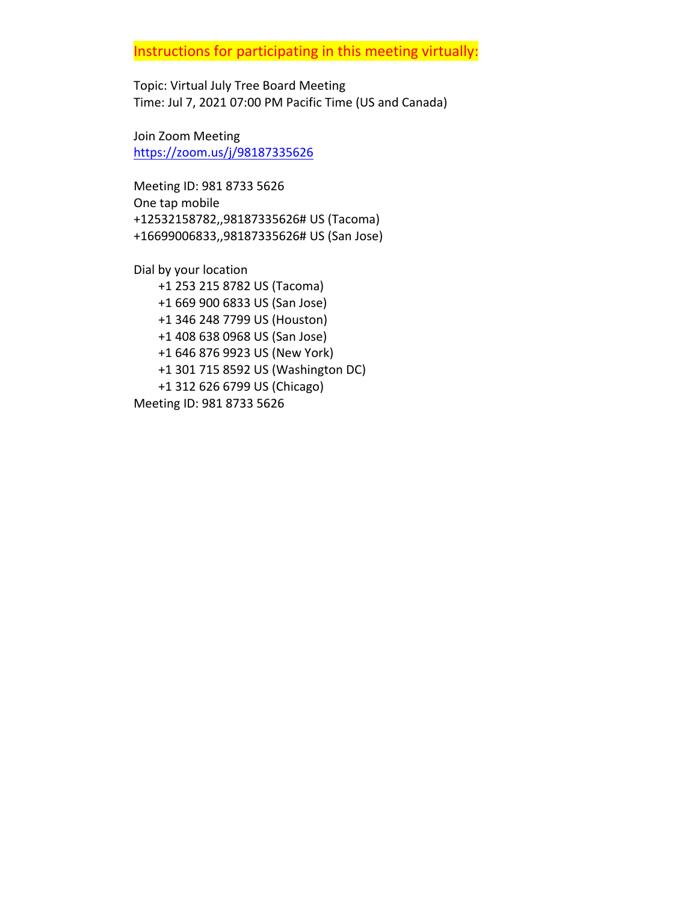Instructions for participating in this meeting virtually:

Topic: Virtual July Tree Board Meeting
Time: Jul 7, 2021 07:00 PM Pacific Time (US and Canada)

Join Zoom Meeting
https://zoom.us/j/98187335626

Meeting ID: 981 8733 5626
One tap mobile
+12532158782,,98187335626# US (Tacoma)
+16699006833,,98187335626# US (San Jose)

Dial by your location
+1 253 215 8782 US (Tacoma)
+1 669 900 6833 US (San Jose)
+1 346 248 7799 US (Houston)
+1 408 638 0968 US (San Jose)
+1 646 876 9923 US (New York)
+1 301 715 8592 US (Washington DC)
+1 312 626 6799 US (Chicago)
Meeting ID: 981 8733 5626